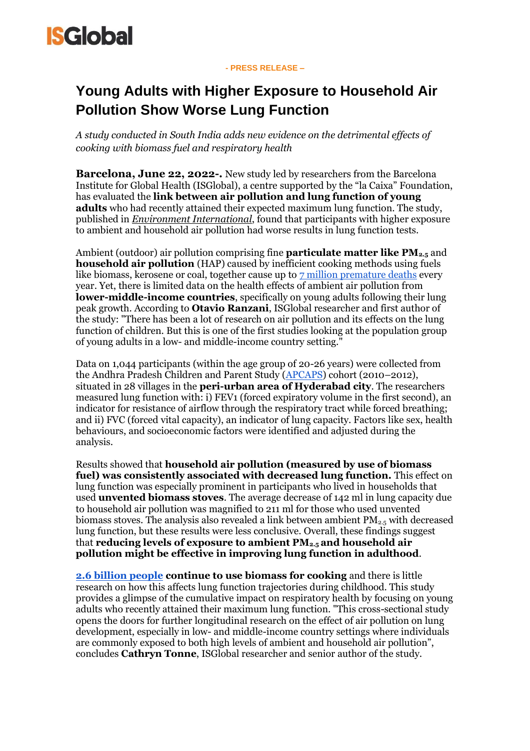ISGlobal

**- PRESS RELEASE –**

# Young Adults with Higher Exposure to Household Air Pollution Show Worse Lung Function

*A study conducted in South India adds new evidence on the detrimental effects of cooking with biomass fuel and respiratory health*

**Barcelona, June 22, 2022-.** New study led by researchers from the Barcelona Institute for Global Health (ISGlobal), a centre supported by the "la Caixa" Foundation, has evaluated the **link between air pollution and lung function of young adults** who had recently attained their expected maximum lung function. The study, published in *Environment International*, found that participants with higher exposure to ambient and household air pollution had worse results in lung function tests.

Ambient (outdoor) air pollution comprising fine **particulate matter like $PM_{2.5}$** and **household air pollution** (HAP) caused by inefficient cooking methods using fuels like biomass, kerosene or coal, together cause up to 7 million premature deaths every year. Yet, there is limited data on the health effects of ambient air pollution from **lower-middle-income countries**, specifically on young adults following their lung peak growth. According to **Otavio Ranzani**, ISGlobal researcher and first author of the study: "There has been a lot of research on air pollution and its effects on the lung function of children. But this is one of the first studies looking at the population group of young adults in a low- and middle-income country setting."

Data on 1,044 participants (within the age group of 20-26 years) were collected from the Andhra Pradesh Children and Parent Study (APCAPS) cohort (2010–2012), situated in 28 villages in the **peri-urban area of Hyderabad city**. The researchers measured lung function with: i) FEV1 (forced expiratory volume in the first second), an indicator for resistance of airflow through the respiratory tract while forced breathing; and ii) FVC (forced vital capacity), an indicator of lung capacity. Factors like sex, health behaviours, and socioeconomic factors were identified and adjusted during the analysis.

Results showed that **household air pollution (measured by use of biomass fuel) was consistently associated with decreased lung function.** This effect on lung function was especially prominent in participants who lived in households that used **unvented biomass stoves**. The average decrease of 142 ml in lung capacity due to household air pollution was magnified to 211 ml for those who used unvented biomass stoves. The analysis also revealed a link between ambient $PM_{2.5}$ with decreased lung function, but these results were less conclusive. Overall, these findings suggest that **reducing levels of exposure to ambient $PM_{2.5}$ and household air pollution might be effective in improving lung function in adulthood**.

**2.6 billion people continue to use biomass for cooking** and there is little research on how this affects lung function trajectories during childhood. This study provides a glimpse of the cumulative impact on respiratory health by focusing on young adults who recently attained their maximum lung function. "This cross-sectional study opens the doors for further longitudinal research on the effect of air pollution on lung development, especially in low- and middle-income country settings where individuals are commonly exposed to both high levels of ambient and household air pollution", concludes **Cathryn Tonne**, ISGlobal researcher and senior author of the study.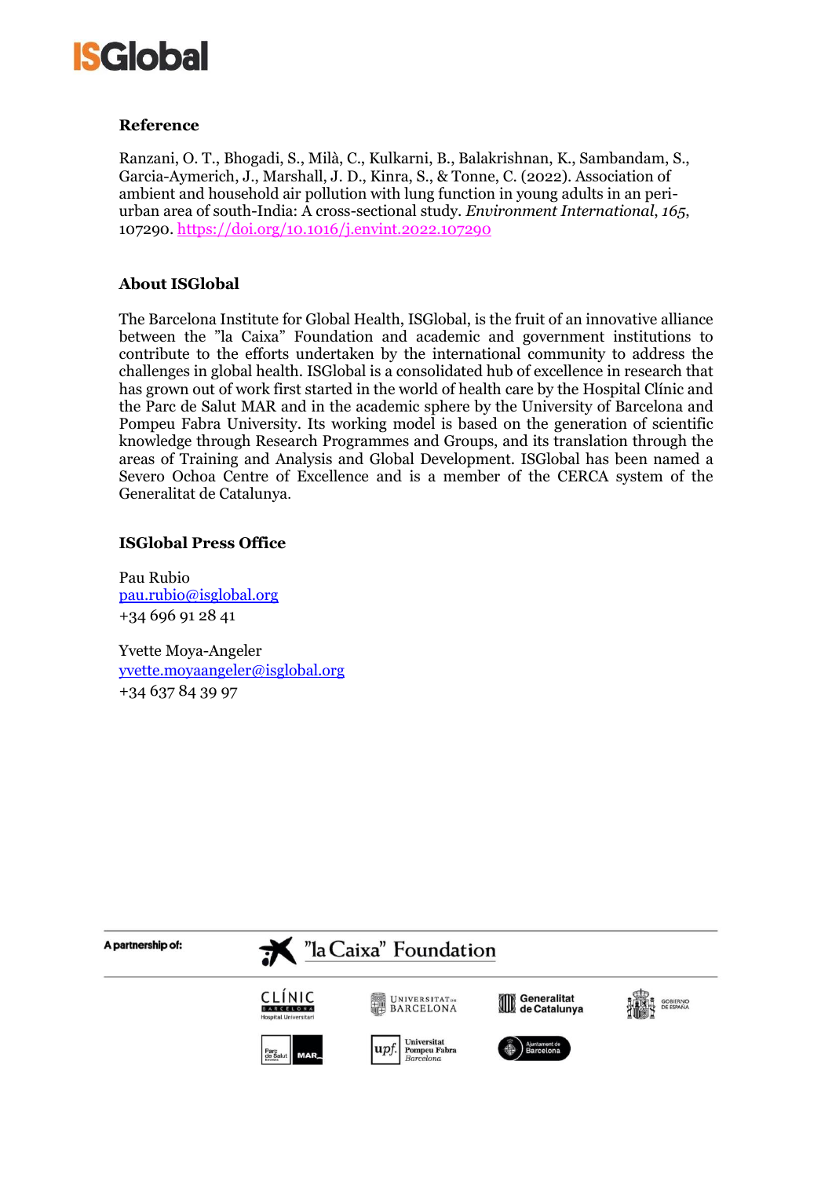**Reference**

Ranzani, O. T., Bhogadi, S., Milà, C., Kulkarni, B., Balakrishnan, K., Sambandam, S., Garcia-Aymerich, J., Marshall, J. D., Kinra, S., & Tonne, C. (2022). Association of ambient and household air pollution with lung function in young adults in an peri-urban area of south-India: A cross-sectional study. *Environment International*, *165*, 107290. https://doi.org/10.1016/j.envint.2022.107290

**About ISGlobal**

The Barcelona Institute for Global Health, ISGlobal, is the fruit of an innovative alliance between the "la Caixa" Foundation and academic and government institutions to contribute to the efforts undertaken by the international community to address the challenges in global health. ISGlobal is a consolidated hub of excellence in research that has grown out of work first started in the world of health care by the Hospital Clínic and the Parc de Salut MAR and in the academic sphere by the University of Barcelona and Pompeu Fabra University. Its working model is based on the generation of scientific knowledge through Research Programmes and Groups, and its translation through the areas of Training and Analysis and Global Development. ISGlobal has been named a Severo Ochoa Centre of Excellence and is a member of the CERCA system of the Generalitat de Catalunya.

**ISGlobal Press Office**

Pau Rubio
pau.rubio@isglobal.org
+34 696 91 28 41

Yvette Moya-Angeler
yvette.moyaangeler@isglobal.org
+34 637 84 39 97

A partnership of: "la Caixa" Foundation

Clínic Barcelona Hospital Universitari · Universitat de Barcelona · Generalitat de Catalunya · Gobierno de España · Parc de Salut MAR · Universitat Pompeu Fabra Barcelona · Ajuntament de Barcelona